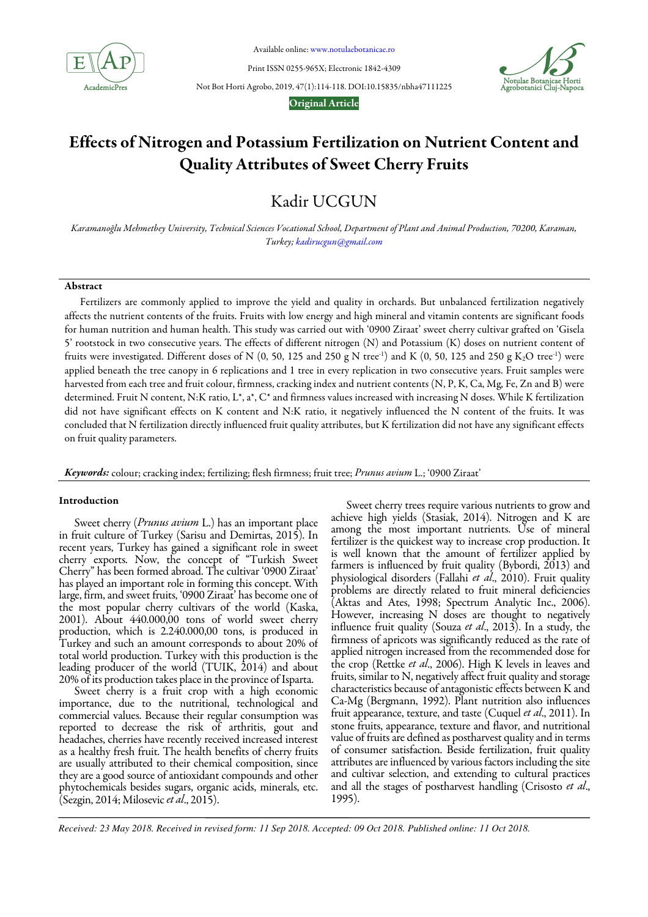Available online: www.notulaebotanicae.ro

Print ISSN 0255-965X; Electronic 1842-4309

Not Bot Horti Agrobo, 2019, 47(1):114-118. DOI:10.15835/nbha47111225

**Original Article**

# Effects of Nitrogen and Potassium Fertilization on Nutrient Content and Quality Attributes of Sweet Cherry Fruits

## Kadir UCGUN

*Karamanoğlu Mehmetbey University, Technical Sciences Vocational School, Department of Plant and Animal Production, 70200, Karaman, Turkey; kadirucgun@gmail.com*

### Abstract

Fertilizers are commonly applied to improve the yield and quality in orchards. But unbalanced fertilization negatively affects the nutrient contents of the fruits. Fruits with low energy and high mineral and vitamin contents are significant foods for human nutrition and human health. This study was carried out with '0900 Ziraat' sweet cherry cultivar grafted on 'Gisela 5' rootstock in two consecutive years. The effects of different nitrogen (N) and Potassium (K) doses on nutrient content of fruits were investigated. Different doses of N (0, 50, 125 and 250 g N tree$^{-1}$) and K (0, 50, 125 and 250 g $K_2O$ tree$^{-1}$) were applied beneath the tree canopy in 6 replications and 1 tree in every replication in two consecutive years. Fruit samples were harvested from each tree and fruit colour, firmness, cracking index and nutrient contents (N, P, K, Ca, Mg, Fe, Zn and B) were determined. Fruit N content, N:K ratio, L*, a*, C* and firmness values increased with increasing N doses. While K fertilization did not have significant effects on K content and N:K ratio, it negatively influenced the N content of the fruits. It was concluded that N fertilization directly influenced fruit quality attributes, but K fertilization did not have any significant effects on fruit quality parameters.

***Keywords:*** colour; cracking index; fertilizing; flesh firmness; fruit tree; *Prunus avium* L.; '0900 Ziraat'

### Introduction

Sweet cherry (*Prunus avium* L.) has an important place in fruit culture of Turkey (Sarisu and Demirtas, 2015). In recent years, Turkey has gained a significant role in sweet cherry exports. Now, the concept of "Turkish Sweet Cherry" has been formed abroad. The cultivar '0900 Ziraat' has played an important role in forming this concept. With large, firm, and sweet fruits, '0900 Ziraat' has become one of the most popular cherry cultivars of the world (Kaska, 2001). About 440.000,00 tons of world sweet cherry production, which is 2.240.000,00 tons, is produced in Turkey and such an amount corresponds to about 20% of total world production. Turkey with this production is the leading producer of the world (TUIK, 2014) and about 20% of its production takes place in the province of Isparta.

Sweet cherry is a fruit crop with a high economic importance, due to the nutritional, technological and commercial values. Because their regular consumption was reported to decrease the risk of arthritis, gout and headaches, cherries have recently received increased interest as a healthy fresh fruit. The health benefits of cherry fruits are usually attributed to their chemical composition, since they are a good source of antioxidant compounds and other phytochemicals besides sugars, organic acids, minerals, etc. (Sezgin, 2014; Milosevic *et al*., 2015).

Sweet cherry trees require various nutrients to grow and achieve high yields (Stasiak, 2014). Nitrogen and K are among the most important nutrients. Use of mineral fertilizer is the quickest way to increase crop production. It is well known that the amount of fertilizer applied by farmers is influenced by fruit quality (Bybordi, 2013) and physiological disorders (Fallahi *et al*., 2010). Fruit quality problems are directly related to fruit mineral deficiencies (Aktas and Ates, 1998; Spectrum Analytic Inc., 2006). However, increasing N doses are thought to negatively influence fruit quality (Souza *et al*., 2013). In a study, the firmness of apricots was significantly reduced as the rate of applied nitrogen increased from the recommended dose for the crop (Rettke *et al*., 2006). High K levels in leaves and fruits, similar to N, negatively affect fruit quality and storage characteristics because of antagonistic effects between K and Ca-Mg (Bergmann, 1992). Plant nutrition also influences fruit appearance, texture, and taste (Cuquel *et al*., 2011). In stone fruits, appearance, texture and flavor, and nutritional value of fruits are defined as postharvest quality and in terms of consumer satisfaction. Beside fertilization, fruit quality attributes are influenced by various factors including the site and cultivar selection, and extending to cultural practices and all the stages of postharvest handling (Crisosto *et al*., 1995).

*Received: 23 May 2018. Received in revised form: 11 Sep 2018. Accepted: 09 Oct 2018. Published online: 11 Oct 2018.*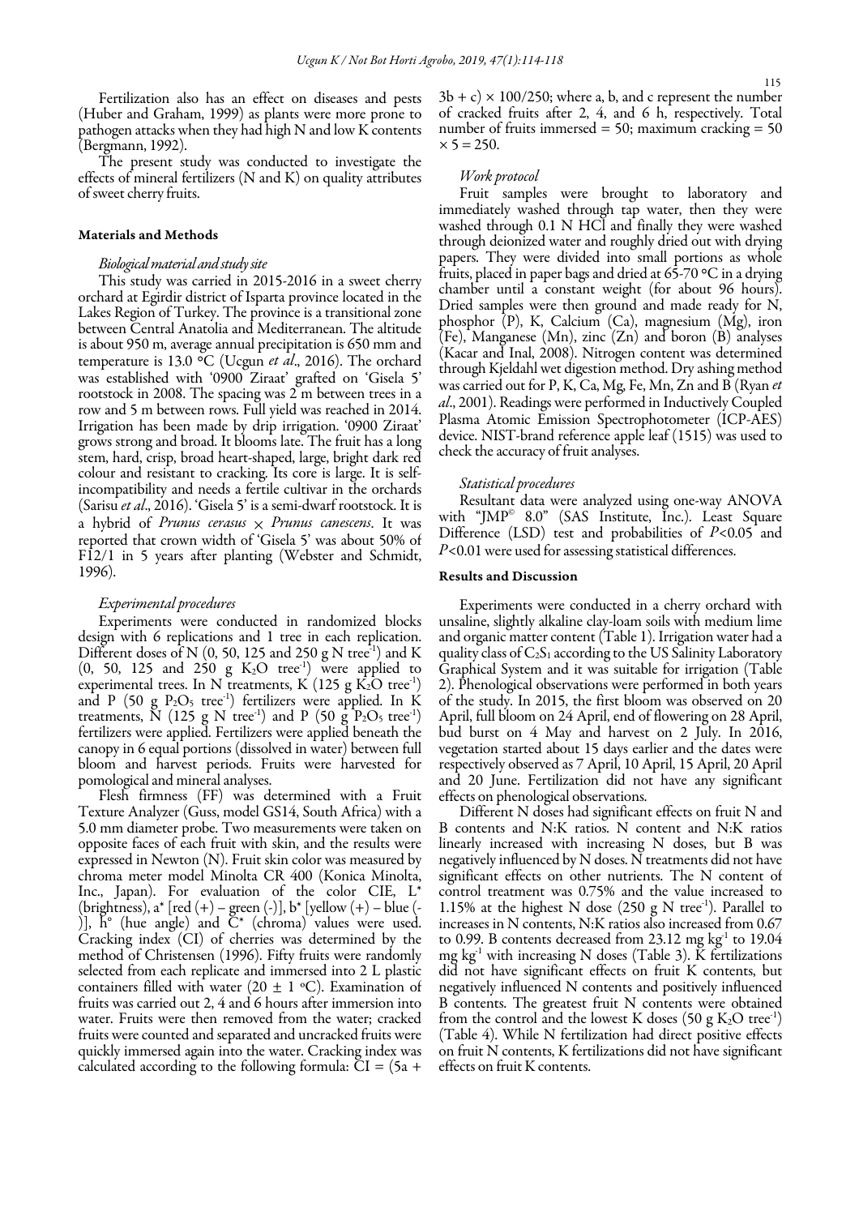Fertilization also has an effect on diseases and pests (Huber and Graham, 1999) as plants were more prone to pathogen attacks when they had high N and low K contents (Bergmann, 1992).

The present study was conducted to investigate the effects of mineral fertilizers (N and K) on quality attributes of sweet cherry fruits.

## Materials and Methods

### *Biological material and study site*

This study was carried in 2015-2016 in a sweet cherry orchard at Egirdir district of Isparta province located in the Lakes Region of Turkey. The province is a transitional zone between Central Anatolia and Mediterranean. The altitude is about 950 m, average annual precipitation is 650 mm and temperature is 13.0 °C (Ucgun *et al*., 2016). The orchard was established with '0900 Ziraat' grafted on 'Gisela 5' rootstock in 2008. The spacing was 2 m between trees in a row and 5 m between rows. Full yield was reached in 2014. Irrigation has been made by drip irrigation. '0900 Ziraat' grows strong and broad. It blooms late. The fruit has a long stem, hard, crisp, broad heart-shaped, large, bright dark red colour and resistant to cracking. Its core is large. It is self-incompatibility and needs a fertile cultivar in the orchards (Sarisu *et al*., 2016). 'Gisela 5' is a semi-dwarf rootstock. It is a hybrid of *Prunus cerasus* × *Prunus canescens*. It was reported that crown width of 'Gisela 5' was about 50% of F12/1 in 5 years after planting (Webster and Schmidt, 1996).

### *Experimental procedures*

Experiments were conducted in randomized blocks design with 6 replications and 1 tree in each replication. Different doses of N (0, 50, 125 and 250 g N tree$^{-1}$) and K (0, 50, 125 and 250 g $K_2O$ tree$^{-1}$) were applied to experimental trees. In N treatments, K (125 g $K_2O$ tree$^{-1}$) and P (50 g $P_2O_5$ tree$^{-1}$) fertilizers were applied. In K treatments, N (125 g N tree$^{-1}$) and P (50 g $P_2O_5$ tree$^{-1}$) fertilizers were applied. Fertilizers were applied beneath the canopy in 6 equal portions (dissolved in water) between full bloom and harvest periods. Fruits were harvested for pomological and mineral analyses.

Flesh firmness (FF) was determined with a Fruit Texture Analyzer (Guss, model GS14, South Africa) with a 5.0 mm diameter probe. Two measurements were taken on opposite faces of each fruit with skin, and the results were expressed in Newton (N). Fruit skin color was measured by chroma meter model Minolta CR 400 (Konica Minolta, Inc., Japan). For evaluation of the color CIE, L* (brightness), a* [red (+) – green (-)], b* [yellow (+) – blue (-)], h° (hue angle) and C* (chroma) values were used. Cracking index (CI) of cherries was determined by the method of Christensen (1996). Fifty fruits were randomly selected from each replicate and immersed into 2 L plastic containers filled with water (20 ± 1 °C). Examination of fruits was carried out 2, 4 and 6 hours after immersion into water. Fruits were then removed from the water; cracked fruits were counted and separated and uncracked fruits were quickly immersed again into the water. Cracking index was calculated according to the following formula: $CI = (5a + 3b + c) \times 100/250$; where a, b, and c represent the number of cracked fruits after 2, 4, and 6 h, respectively. Total number of fruits immersed = 50; maximum cracking = 50 × 5 = 250.

### *Work protocol*

Fruit samples were brought to laboratory and immediately washed through tap water, then they were washed through 0.1 N HCl and finally they were washed through deionized water and roughly dried out with drying papers. They were divided into small portions as whole fruits, placed in paper bags and dried at 65-70 °C in a drying chamber until a constant weight (for about 96 hours). Dried samples were then ground and made ready for N, phosphor (P), K, Calcium (Ca), magnesium (Mg), iron (Fe), Manganese (Mn), zinc (Zn) and boron (B) analyses (Kacar and Inal, 2008). Nitrogen content was determined through Kjeldahl wet digestion method. Dry ashing method was carried out for P, K, Ca, Mg, Fe, Mn, Zn and B (Ryan *et al*., 2001). Readings were performed in Inductively Coupled Plasma Atomic Emission Spectrophotometer (ICP-AES) device. NIST-brand reference apple leaf (1515) was used to check the accuracy of fruit analyses.

### *Statistical procedures*

Resultant data were analyzed using one-way ANOVA with "JMP© 8.0" (SAS Institute, Inc.). Least Square Difference (LSD) test and probabilities of $P<0.05$ and $P<0.01$ were used for assessing statistical differences.

## Results and Discussion

Experiments were conducted in a cherry orchard with unsaline, slightly alkaline clay-loam soils with medium lime and organic matter content (Table 1). Irrigation water had a quality class of $C_2S_1$ according to the US Salinity Laboratory Graphical System and it was suitable for irrigation (Table 2). Phenological observations were performed in both years of the study. In 2015, the first bloom was observed on 20 April, full bloom on 24 April, end of flowering on 28 April, bud burst on 4 May and harvest on 2 July. In 2016, vegetation started about 15 days earlier and the dates were respectively observed as 7 April, 10 April, 15 April, 20 April and 20 June. Fertilization did not have any significant effects on phenological observations.

Different N doses had significant effects on fruit N and B contents and N:K ratios. N content and N:K ratios linearly increased with increasing N doses, but B was negatively influenced by N doses. N treatments did not have significant effects on other nutrients. The N content of control treatment was 0.75% and the value increased to 1.15% at the highest N dose (250 g N tree$^{-1}$). Parallel to increases in N contents, N:K ratios also increased from 0.67 to 0.99. B contents decreased from 23.12 mg kg$^{-1}$ to 19.04 mg kg$^{-1}$ with increasing N doses (Table 3). K fertilizations did not have significant effects on fruit K contents, but negatively influenced N contents and positively influenced B contents. The greatest fruit N contents were obtained from the control and the lowest K doses (50 g $K_2O$ tree$^{-1}$) (Table 4). While N fertilization had direct positive effects on fruit N contents, K fertilizations did not have significant effects on fruit K contents.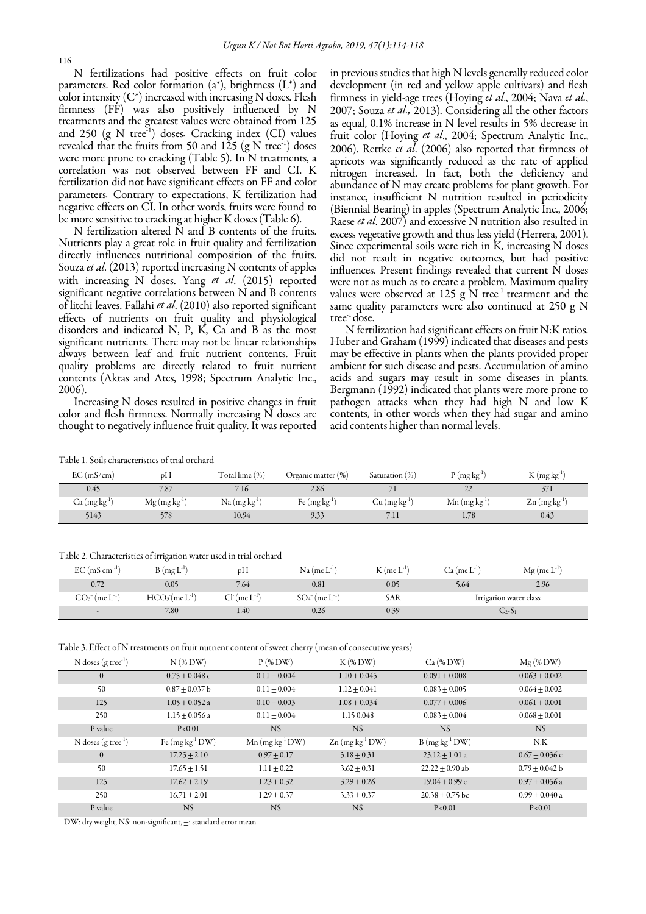N fertilizations had positive effects on fruit color parameters. Red color formation (a*), brightness (L*) and color intensity (C*) increased with increasing N doses. Flesh firmness (FF) was also positively influenced by N treatments and the greatest values were obtained from 125 and 250 (g N tree$^{-1}$) doses. Cracking index (CI) values revealed that the fruits from 50 and 125 (g N tree$^{-1}$) doses were more prone to cracking (Table 5). In N treatments, a correlation was not observed between FF and CI. K fertilization did not have significant effects on FF and color parameters. Contrary to expectations, K fertilization had negative effects on CI. In other words, fruits were found to be more sensitive to cracking at higher K doses (Table 6).

N fertilization altered N and B contents of the fruits. Nutrients play a great role in fruit quality and fertilization directly influences nutritional composition of the fruits. Souza *et al*. (2013) reported increasing N contents of apples with increasing N doses. Yang *et al*. (2015) reported significant negative correlations between N and B contents of litchi leaves. Fallahi *et al*. (2010) also reported significant effects of nutrients on fruit quality and physiological disorders and indicated N, P, K, Ca and B as the most significant nutrients. There may not be linear relationships always between leaf and fruit nutrient contents. Fruit quality problems are directly related to fruit nutrient contents (Aktas and Ates, 1998; Spectrum Analytic Inc., 2006).

Increasing N doses resulted in positive changes in fruit color and flesh firmness. Normally increasing N doses are thought to negatively influence fruit quality. It was reported in previous studies that high N levels generally reduced color development (in red and yellow apple cultivars) and flesh firmness in yield-age trees (Hoying *et al*., 2004; Nava *et al*., 2007; Souza *et al.,* 2013). Considering all the other factors as equal, 0.1% increase in N level results in 5% decrease in fruit color (Hoying *et al*., 2004; Spectrum Analytic Inc., 2006). Rettke *et al*. (2006) also reported that firmness of apricots was significantly reduced as the rate of applied nitrogen increased. In fact, both the deficiency and abundance of N may create problems for plant growth. For instance, insufficient N nutrition resulted in periodicity (Biennial Bearing) in apples (Spectrum Analytic Inc., 2006; Raese *et al*. 2007) and excessive N nutrition also resulted in excess vegetative growth and thus less yield (Herrera, 2001). Since experimental soils were rich in K, increasing N doses did not result in negative outcomes, but had positive influences. Present findings revealed that current N doses were not as much as to create a problem. Maximum quality values were observed at 125 g N tree$^{-1}$ treatment and the same quality parameters were also continued at 250 g N tree$^{-1}$ dose.

N fertilization had significant effects on fruit N:K ratios. Huber and Graham (1999) indicated that diseases and pests may be effective in plants when the plants provided proper ambient for such disease and pests. Accumulation of amino acids and sugars may result in some diseases in plants. Bergmann (1992) indicated that plants were more prone to pathogen attacks when they had high N and low K contents, in other words when they had sugar and amino acid contents higher than normal levels.

Table 1. Soils characteristics of trial orchard

| EC (mS/cm) | pH | Total lime (%) | Organic matter (%) | Saturation (%) | P (mg kg$^{-1}$) | K (mg kg$^{-1}$) |
|---|---|---|---|---|---|---|
| 0.45 | 7.87 | 7.16 | 2.86 | 71 | 22 | 371 |
| Ca (mg kg$^{-1}$) | Mg (mg kg$^{-1}$) | Na (mg kg$^{-1}$) | Fe (mg kg$^{-1}$) | Cu (mg kg$^{-1}$) | Mn (mg kg$^{-1}$) | Zn (mg kg$^{-1}$) |
| 5143 | 578 | 10.94 | 9.33 | 7.11 | 1.78 | 0.43 |

Table 2. Characteristics of irrigation water used in trial orchard

| EC (mS cm$^{-1}$) | B (mg L$^{-1}$) | pH | Na (me L$^{-1}$) | K (me L$^{-1}$) | Ca (me L$^{-1}$) | Mg (me L$^{-1}$) |
|---|---|---|---|---|---|---|
| 0.72 | 0.05 | 7.64 | 0.81 | 0.05 | 5.64 | 2.96 |
| $CO_3^{=}$ (me L$^{-1}$) | $HCO_3^{-}$ (me L$^{-1}$) | $Cl^{-}$ (me L$^{-1}$) | $SO_4^{=}$ (me L$^{-1}$) | SAR | Irrigation water class | |
| - | 7.80 | 1.40 | 0.26 | 0.39 | $C_2$-$S_1$ | |

Table 3. Effect of N treatments on fruit nutrient content of sweet cherry (mean of consecutive years)

| N doses (g tree$^{-1}$) | N (% DW) | P (% DW) | K (% DW) | Ca (% DW) | Mg (% DW) |
|---|---|---|---|---|---|
| 0 | 0.75 ± 0.048 c | 0.11 ± 0.004 | 1.10 ± 0.045 | 0.091 ± 0.008 | 0.063 ± 0.002 |
| 50 | 0.87 ± 0.037 b | 0.11 ± 0.004 | 1.12 ± 0.041 | 0.083 ± 0.005 | 0.064 ± 0.002 |
| 125 | 1.05 ± 0.052 a | 0.10 ± 0.003 | 1.08 ± 0.034 | 0.077 ± 0.006 | 0.061 ± 0.001 |
| 250 | 1.15 ± 0.056 a | 0.11 ± 0.004 | 1.15 0.048 | 0.083 ± 0.004 | 0.068 ± 0.001 |
| P value | P<0.01 | NS | NS | NS | NS |
| N doses (g tree$^{-1}$) | Fe (mg kg$^{-1}$ DW) | Mn (mg kg$^{-1}$ DW) | Zn (mg kg$^{-1}$ DW) | B (mg kg$^{-1}$ DW) | N:K |
| 0 | 17.25 ± 2.10 | 0.97 ± 0.17 | 3.18 ± 0.31 | 23.12 ± 1.01 a | 0.67 ± 0.036 c |
| 50 | 17.65 ± 1.51 | 1.11 ± 0.22 | 3.62 ± 0.31 | 22.22 ± 0.90 ab | 0.79 ± 0.042 b |
| 125 | 17.62 ± 2.19 | 1.23 ± 0.32 | 3.29 ± 0.26 | 19.04 ± 0.99 c | 0.97 ± 0.056 a |
| 250 | 16.71 ± 2.01 | 1.29 ± 0.37 | 3.33 ± 0.37 | 20.38 ± 0.75 bc | 0.99 ± 0.040 a |
| P value | NS | NS | NS | P<0.01 | P<0.01 |

DW: dry weight, NS: non-significant, ±: standard error mean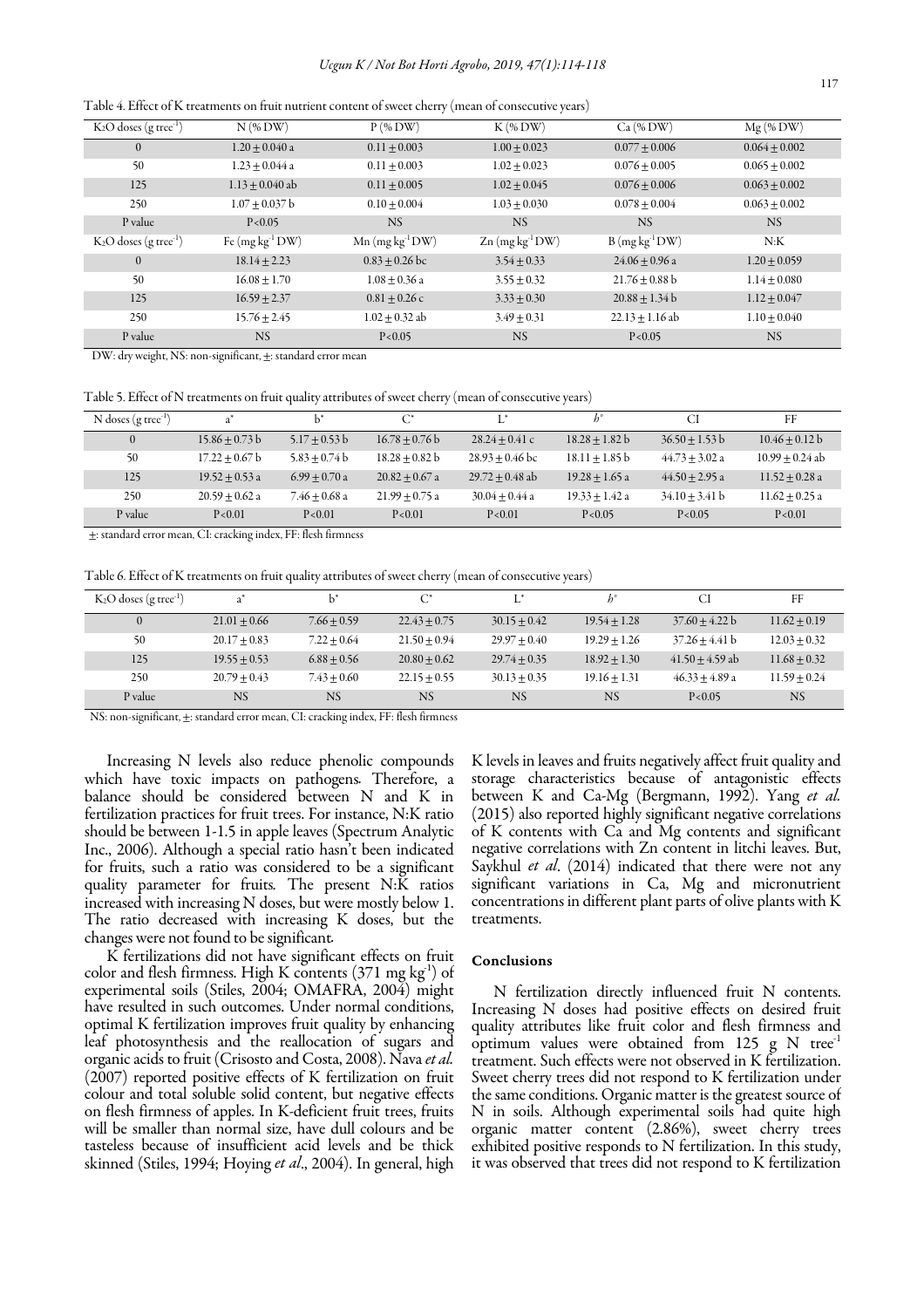Table 4. Effect of K treatments on fruit nutrient content of sweet cherry (mean of consecutive years)

| $K_2O$ doses (g $tree^{-1}$) | N (% DW) | P (% DW) | K (% DW) | Ca (% DW) | Mg (% DW) |
|---|---|---|---|---|---|
| 0 | 1.20 ± 0.040 a | 0.11 ± 0.003 | 1.00 ± 0.023 | 0.077 ± 0.006 | 0.064 ± 0.002 |
| 50 | 1.23 ± 0.044 a | 0.11 ± 0.003 | 1.02 ± 0.023 | 0.076 ± 0.005 | 0.065 ± 0.002 |
| 125 | 1.13 ± 0.040 ab | 0.11 ± 0.005 | 1.02 ± 0.045 | 0.076 ± 0.006 | 0.063 ± 0.002 |
| 250 | 1.07 ± 0.037 b | 0.10 ± 0.004 | 1.03 ± 0.030 | 0.078 ± 0.004 | 0.063 ± 0.002 |
| P value | P<0.05 | NS | NS | NS | NS |
| $K_2O$ doses (g $tree^{-1}$) | Fe (mg $kg^{-1}$ DW) | Mn (mg $kg^{-1}$ DW) | Zn (mg $kg^{-1}$ DW) | B (mg $kg^{-1}$ DW) | N:K |
| 0 | 18.14 ± 2.23 | 0.83 ± 0.26 bc | 3.54 ± 0.33 | 24.06 ± 0.96 a | 1.20 ± 0.059 |
| 50 | 16.08 ± 1.70 | 1.08 ± 0.36 a | 3.55 ± 0.32 | 21.76 ± 0.88 b | 1.14 ± 0.080 |
| 125 | 16.59 ± 2.37 | 0.81 ± 0.26 c | 3.33 ± 0.30 | 20.88 ± 1.34 b | 1.12 ± 0.047 |
| 250 | 15.76 ± 2.45 | 1.02 ± 0.32 ab | 3.49 ± 0.31 | 22.13 ± 1.16 ab | 1.10 ± 0.040 |
| P value | NS | P<0.05 | NS | P<0.05 | NS |

DW: dry weight, NS: non-significant, ±: standard error mean

Table 5. Effect of N treatments on fruit quality attributes of sweet cherry (mean of consecutive years)

| N doses (g $tree^{-1}$) | a* | b* | C* | L* | h° | CI | FF |
|---|---|---|---|---|---|---|---|
| 0 | 15.86 ± 0.73 b | 5.17 ± 0.53 b | 16.78 ± 0.76 b | 28.24 ± 0.41 c | 18.28 ± 1.82 b | 36.50 ± 1.53 b | 10.46 ± 0.12 b |
| 50 | 17.22 ± 0.67 b | 5.83 ± 0.74 b | 18.28 ± 0.82 b | 28.93 ± 0.46 bc | 18.11 ± 1.85 b | 44.73 ± 3.02 a | 10.99 ± 0.24 ab |
| 125 | 19.52 ± 0.53 a | 6.99 ± 0.70 a | 20.82 ± 0.67 a | 29.72 ± 0.48 ab | 19.28 ± 1.65 a | 44.50 ± 2.95 a | 11.52 ± 0.28 a |
| 250 | 20.59 ± 0.62 a | 7.46 ± 0.68 a | 21.99 ± 0.75 a | 30.04 ± 0.44 a | 19.33 ± 1.42 a | 34.10 ± 3.41 b | 11.62 ± 0.25 a |
| P value | P<0.01 | P<0.01 | P<0.01 | P<0.01 | P<0.05 | P<0.05 | P<0.01 |

±: standard error mean, CI: cracking index, FF: flesh firmness

Table 6. Effect of K treatments on fruit quality attributes of sweet cherry (mean of consecutive years)

| $K_2O$ doses (g $tree^{-1}$) | a* | b* | C* | L* | h° | CI | FF |
|---|---|---|---|---|---|---|---|
| 0 | 21.01 ± 0.66 | 7.66 ± 0.59 | 22.43 ± 0.75 | 30.15 ± 0.42 | 19.54 ± 1.28 | 37.60 ± 4.22 b | 11.62 ± 0.19 |
| 50 | 20.17 ± 0.83 | 7.22 ± 0.64 | 21.50 ± 0.94 | 29.97 ± 0.40 | 19.29 ± 1.26 | 37.26 ± 4.41 b | 12.03 ± 0.32 |
| 125 | 19.55 ± 0.53 | 6.88 ± 0.56 | 20.80 ± 0.62 | 29.74 ± 0.35 | 18.92 ± 1.30 | 41.50 ± 4.59 ab | 11.68 ± 0.32 |
| 250 | 20.79 ± 0.43 | 7.43 ± 0.60 | 22.15 ± 0.55 | 30.13 ± 0.35 | 19.16 ± 1.31 | 46.33 ± 4.89 a | 11.59 ± 0.24 |
| P value | NS | NS | NS | NS | NS | P<0.05 | NS |

NS: non-significant, ±: standard error mean, CI: cracking index, FF: flesh firmness

Increasing N levels also reduce phenolic compounds which have toxic impacts on pathogens. Therefore, a balance should be considered between N and K in fertilization practices for fruit trees. For instance, N:K ratio should be between 1-1.5 in apple leaves (Spectrum Analytic Inc., 2006). Although a special ratio hasn't been indicated for fruits, such a ratio was considered to be a significant quality parameter for fruits. The present N:K ratios increased with increasing N doses, but were mostly below 1. The ratio decreased with increasing K doses, but the changes were not found to be significant.

K fertilizations did not have significant effects on fruit color and flesh firmness. High K contents (371 mg $kg^{-1}$) of experimental soils (Stiles, 2004; OMAFRA, 2004) might have resulted in such outcomes. Under normal conditions, optimal K fertilization improves fruit quality by enhancing leaf photosynthesis and the reallocation of sugars and organic acids to fruit (Crisosto and Costa, 2008). Nava *et al.* (2007) reported positive effects of K fertilization on fruit colour and total soluble solid content, but negative effects on flesh firmness of apples. In K-deficient fruit trees, fruits will be smaller than normal size, have dull colours and be tasteless because of insufficient acid levels and be thick skinned (Stiles, 1994; Hoying *et al*., 2004). In general, high K levels in leaves and fruits negatively affect fruit quality and storage characteristics because of antagonistic effects between K and Ca-Mg (Bergmann, 1992). Yang *et al.* (2015) also reported highly significant negative correlations of K contents with Ca and Mg contents and significant negative correlations with Zn content in litchi leaves. But, Saykhul *et al*. (2014) indicated that there were not any significant variations in Ca, Mg and micronutrient concentrations in different plant parts of olive plants with K treatments.

## Conclusions

N fertilization directly influenced fruit N contents. Increasing N doses had positive effects on desired fruit quality attributes like fruit color and flesh firmness and optimum values were obtained from 125 g N $tree^{-1}$ treatment. Such effects were not observed in K fertilization. Sweet cherry trees did not respond to K fertilization under the same conditions. Organic matter is the greatest source of N in soils. Although experimental soils had quite high organic matter content (2.86%), sweet cherry trees exhibited positive responds to N fertilization. In this study, it was observed that trees did not respond to K fertilization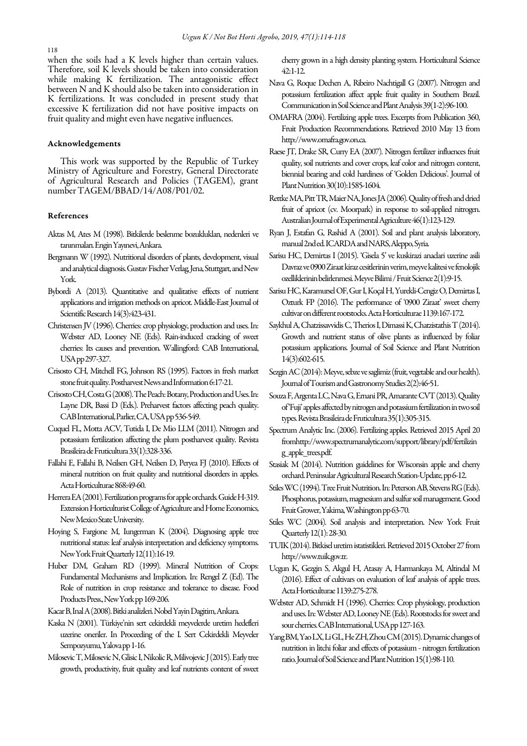when the soils had a K levels higher than certain values. Therefore, soil K levels should be taken into consideration while making K fertilization. The antagonistic effect between N and K should also be taken into consideration in K fertilizations. It was concluded in present study that excessive K fertilization did not have positive impacts on fruit quality and might even have negative influences.

## Acknowledgements

This work was supported by the Republic of Turkey Ministry of Agriculture and Forestry, General Directorate of Agricultural Research and Policies (TAGEM), grant number TAGEM/BBAD/14/A08/P01/02.

## References

Aktas M, Ates M (1998). Bitkilerde beslenme bozuklukları, nedenleri ve tanınmaları. Engin Yayınevi, Ankara.

Bergmann W (1992). Nutritional disorders of plants, development, visual and analytical diagnosis. Gustav Fischer Verlag, Jena, Stuttgart, and New York.

Bybordi A (2013). Quantitative and qualitative effects of nutrient applications and irrigation methods on apricot. Middle-East Journal of Scientific Research 14(3):423-431.

Christensen JV (1996). Cherries: crop physiology, production and uses. In: Webster AD, Looney NE (Eds). Rain-induced cracking of sweet cherries: Its causes and prevention. Wallingford: CAB International, USA pp 297-327.

Crisosto CH, Mitchell FG, Johnson RS (1995). Factors in fresh market stone fruit quality. Postharvest News and Information 6:17-21.

Crisosto CH, Costa G (2008). The Peach: Botany, Production and Uses. In: Layne DR, Bassi D (Eds.). Preharvest factors affecting peach quality. CAB International, Parlier, CA, USA pp 536-549.

Cuquel FL, Motta ACV, Tutida I, De Mio LLM (2011). Nitrogen and potassium fertilization affecting the plum postharvest quality. Revista Brasileira de Fruticultura 33(1):328-336.

Fallahi E, Fallahi B, Neilsen GH, Neilsen D, Peryea FJ (2010). Effects of mineral nutrition on fruit quality and nutritional disorders in apples. Acta Horticulturae 868:49-60.

Herrera EA (2001). Fertilization programs for apple orchards. Guide H-319. Extension Horticulturist College of Agriculture and Home Economics, New Mexico State University.

Hoying S, Fargione M, Iungerman K (2004). Diagnosing apple tree nutritional status: leaf analysis interpretation and deficiency symptoms. New York Fruit Quarterly 12(11):16-19.

Huber DM, Graham RD (1999). Mineral Nutrition of Crops: Fundamental Mechanisms and Implication. In: Rengel Z (Ed). The Role of nutrition in crop resistance and tolerance to disease. Food Products Press., New York pp 169-206.

Kacar B, Inal A (2008). Bitki analizleri. Nobel Yayin Dagitim, Ankara.

Kaska N (2001). Türkiye'nin sert cekirdekli meyvelerde uretim hedefleri uzerine oneriler. In Proceeding of the I. Sert Cekirdekli Meyveler Sempozyumu, Yalova pp 1-16.

Milosevic T, Milosevic N, Glisic I, Nikolic R, Milivojevic J (2015). Early tree growth, productivity, fruit quality and leaf nutrients content of sweet cherry grown in a high density planting system. Horticultural Science 42:1-12.

Nava G, Roque Dechen A, Ribeiro Nachtigall G (2007). Nitrogen and potassium fertilization affect apple fruit quality in Southern Brazil. Communication in Soil Science and Plant Analysis 39(1-2):96-100.

OMAFRA (2004). Fertilizing apple trees. Excerpts from Publication 360, Fruit Production Recommendations. Retrieved 2010 May 13 from http://www.omafra.gov.on.ca.

Raese JT, Drake SR, Curry EA (2007). Nitrogen fertilizer influences fruit quality, soil nutrients and cover crops, leaf color and nitrogen content, biennial bearing and cold hardiness of 'Golden Delicious'. Journal of Plant Nutrition 30(10):1585-1604.

Rettke MA, Pitt TR, Maier NA, Jones JA (2006). Quality of fresh and dried fruit of apricot (cv. Moorpark) in response to soil-applied nitrogen. Australian Journal of Experimental Agriculture 46(1):123-129.

Ryan J, Estafan G, Rashid A (2001). Soil and plant analysis laboratory, manual 2nd ed. ICARDA and NARS, Aleppo, Syria.

Sarisu HC, Demirtas I (2015). 'Gisela 5' ve kuskirazi anaclari uzerine asili Davraz ve 0900 Ziraat kiraz cesitlerinin verim, meyve kalitesi ve fenolojik ozelliklerinin belirlenmesi. Meyve Bilimi / Fruit Science 2(1):9-15.

Sarisu HC, Karamursel OF, Gur I, Koçal H, Yurekli-Cengiz O, Demirtas I, Ozturk FP (2016). The performance of '0900 Ziraat' sweet cherry cultivar on different rootstocks. Acta Horticulturae 1139:167-172.

Saykhul A, Chatzissavvidis C, Therios I, Dimassi K, Chatzistathis T (2014). Growth and nutrient status of olive plants as influenced by foliar potassium applications. Journal of Soil Science and Plant Nutrition 14(3):602-615.

Sezgin AC (2014): Meyve, sebze ve saglimiz (fruit, vegetable and our health). Journal of Tourism and Gastronomy Studies 2(2):46-51.

Souza F, Argenta LC, Nava G, Ernani PR, Amarante CVT (2013). Quality of 'Fuji' apples affected by nitrogen and potassium fertilization in two soil types. Revista Brasileira de Fruticultura 35(1):305-315.

Spectrum Analytic Inc. (2006). Fertilizing apples. Retrieved 2015 April 20 fromhttp://www.spectrumanalytic.com/support/library/pdf/fertilizing_apple_trees.pdf.

Stasiak M (2014). Nutrition guidelines for Wisconsin apple and cherry orchard. Peninsular Agricultural Research Station-Update, pp 6-12.

Stiles WC (1994). Tree Fruit Nutrition. In: Peterson AB, Stevens RG (Eds). Phosphorus, potassium, magnesium and sulfur soil management. Good Fruit Grower, Yakima, Washington pp 63-70.

Stiles WC (2004). Soil analysis and interpretation. New York Fruit Quarterly 12(1): 28-30.

TUIK (2014). Bitkisel uretim istatistikleri. Retrieved 2015 October 27 from http://www.tuik.gov.tr.

Ucgun K, Gezgin S, Akgul H, Atasay A, Harmankaya M, Altindal M (2016). Effect of cultivars on evaluation of leaf analysis of apple trees. Acta Horticulturae 1139:275-278.

Webster AD, Schmidt H (1996). Cherries: Crop physiology, production and uses. In: Webster AD, Looney NE (Eds). Rootstocks for sweet and sour cherries. CAB International, USA pp 127-163.

Yang BM, Yao LX, Li GL, He ZH, Zhou CM (2015). Dynamic changes of nutrition in litchi foliar and effects of potassium - nitrogen fertilization ratio. Journal of Soil Science and Plant Nutrition 15(1):98-110.